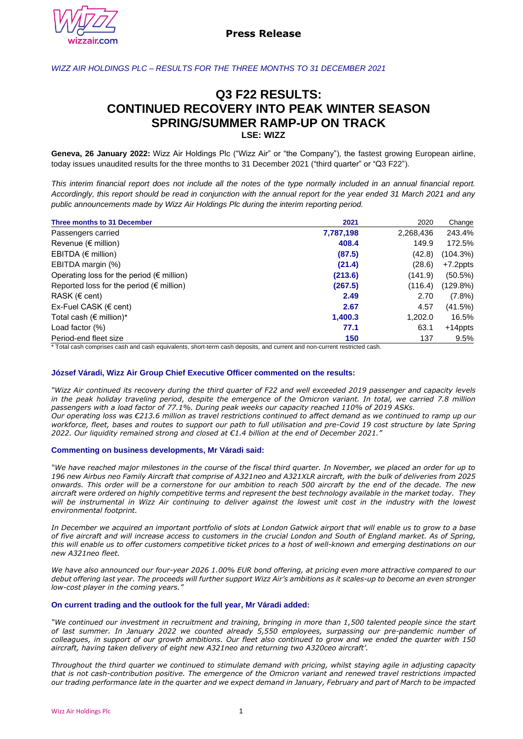**Press Release**

*WIZZ AIR HOLDINGS PLC – RESULTS FOR THE THREE MONTHS TO 31 DECEMBER 2021*

# Q3 F22 RESULTS: CONTINUED RECOVERY INTO PEAK WINTER SEASON SPRING/SUMMER RAMP-UP ON TRACK

**LSE: WIZZ**

**Geneva, 26 January 2022:** Wizz Air Holdings Plc ("Wizz Air" or "the Company"), the fastest growing European airline, today issues unaudited results for the three months to 31 December 2021 ("third quarter" or "Q3 F22").

*This interim financial report does not include all the notes of the type normally included in an annual financial report. Accordingly, this report should be read in conjunction with the annual report for the year ended 31 March 2021 and any public announcements made by Wizz Air Holdings Plc during the interim reporting period.*

| Three months to 31 December | 2021 | 2020 | Change |
|---|---|---|---|
| Passengers carried | **7,787,198** | 2,268,436 | 243.4% |
| Revenue (€ million) | **408.4** | 149.9 | 172.5% |
| EBITDA (€ million) | **(87.5)** | (42.8) | (104.3%) |
| EBITDA margin (%) | **(21.4)** | (28.6) | +7.2ppts |
| Operating loss for the period (€ million) | **(213.6)** | (141.9) | (50.5%) |
| Reported loss for the period (€ million) | **(267.5)** | (116.4) | (129.8%) |
| RASK (€ cent) | **2.49** | 2.70 | (7.8%) |
| Ex-Fuel CASK (€ cent) | **2.67** | 4.57 | (41.5%) |
| Total cash (€ million)* | **1,400.3** | 1,202.0 | 16.5% |
| Load factor (%) | **77.1** | 63.1 | +14ppts |
| Period-end fleet size | **150** | 137 | 9.5% |

\* Total cash comprises cash and cash equivalents, short-term cash deposits, and current and non-current restricted cash.

### József Váradi, Wizz Air Group Chief Executive Officer commented on the results:

*"Wizz Air continued its recovery during the third quarter of F22 and well exceeded 2019 passenger and capacity levels in the peak holiday traveling period, despite the emergence of the Omicron variant. In total, we carried 7.8 million passengers with a load factor of 77.1%. During peak weeks our capacity reached 110% of 2019 ASKs.*
*Our operating loss was €213.6 million as travel restrictions continued to affect demand as we continued to ramp up our workforce, fleet, bases and routes to support our path to full utilisation and pre-Covid 19 cost structure by late Spring 2022. Our liquidity remained strong and closed at €1.4 billion at the end of December 2021."*

### Commenting on business developments, Mr Váradi said:

*"We have reached major milestones in the course of the fiscal third quarter. In November, we placed an order for up to 196 new Airbus neo Family Aircraft that comprise of A321neo and A321XLR aircraft, with the bulk of deliveries from 2025 onwards. This order will be a cornerstone for our ambition to reach 500 aircraft by the end of the decade. The new aircraft were ordered on highly competitive terms and represent the best technology available in the market today. They will be instrumental in Wizz Air continuing to deliver against the lowest unit cost in the industry with the lowest environmental footprint.*

*In December we acquired an important portfolio of slots at London Gatwick airport that will enable us to grow to a base of five aircraft and will increase access to customers in the crucial London and South of England market. As of Spring, this will enable us to offer customers competitive ticket prices to a host of well-known and emerging destinations on our new A321neo fleet.*

*We have also announced our four-year 2026 1.00% EUR bond offering, at pricing even more attractive compared to our debut offering last year. The proceeds will further support Wizz Air's ambitions as it scales-up to become an even stronger low-cost player in the coming years."*

### On current trading and the outlook for the full year, Mr Váradi added:

*"We continued our investment in recruitment and training, bringing in more than 1,500 talented people since the start of last summer. In January 2022 we counted already 5,550 employees, surpassing our pre-pandemic number of colleagues, in support of our growth ambitions. Our fleet also continued to grow and we ended the quarter with 150 aircraft, having taken delivery of eight new A321neo and returning two A320ceo aircraft'.*

*Throughout the third quarter we continued to stimulate demand with pricing, whilst staying agile in adjusting capacity that is not cash-contribution positive. The emergence of the Omicron variant and renewed travel restrictions impacted our trading performance late in the quarter and we expect demand in January, February and part of March to be impacted*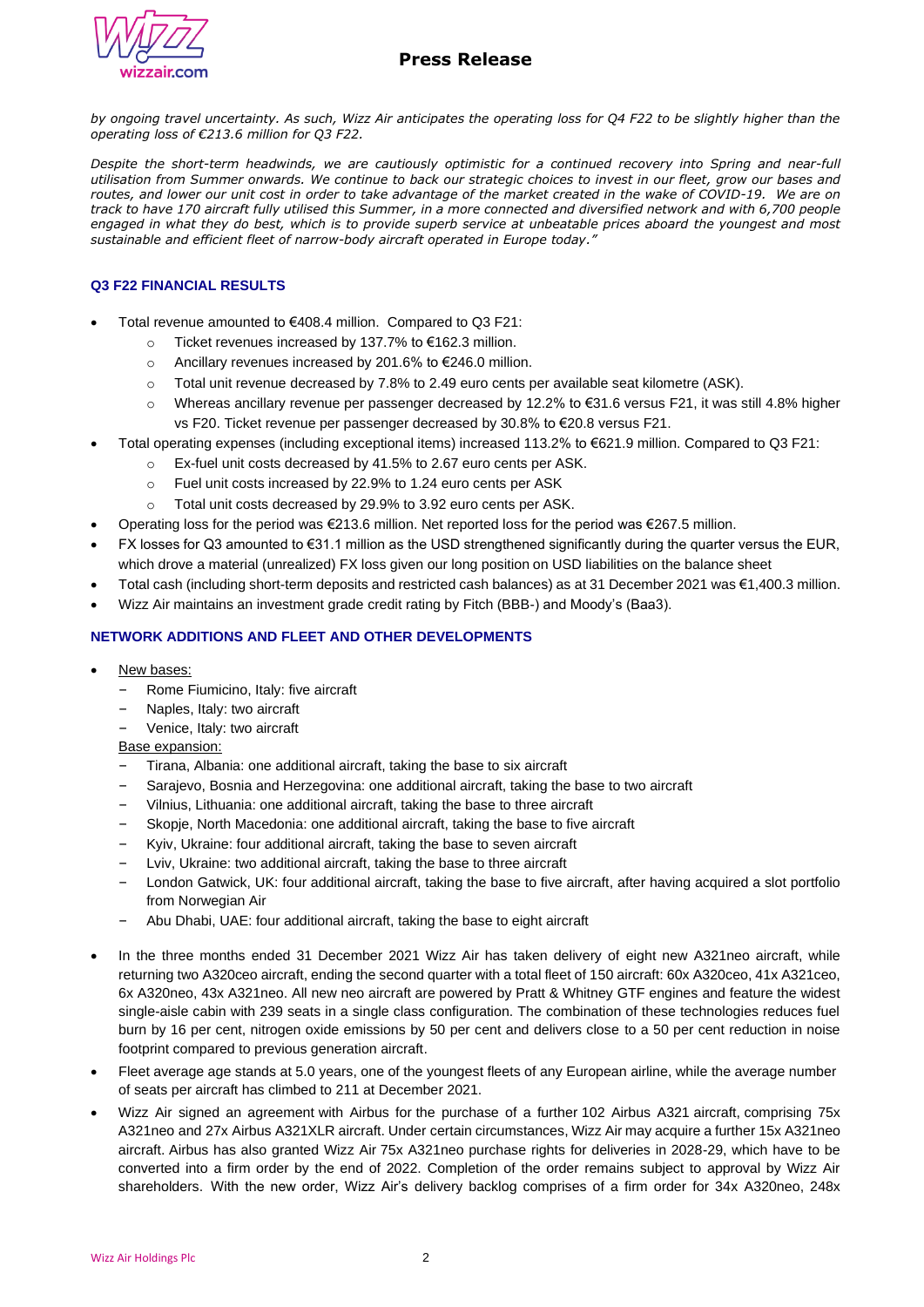*by ongoing travel uncertainty. As such, Wizz Air anticipates the operating loss for Q4 F22 to be slightly higher than the operating loss of €213.6 million for Q3 F22.*

*Despite the short-term headwinds, we are cautiously optimistic for a continued recovery into Spring and near-full utilisation from Summer onwards. We continue to back our strategic choices to invest in our fleet, grow our bases and routes, and lower our unit cost in order to take advantage of the market created in the wake of COVID-19. We are on track to have 170 aircraft fully utilised this Summer, in a more connected and diversified network and with 6,700 people engaged in what they do best, which is to provide superb service at unbeatable prices aboard the youngest and most sustainable and efficient fleet of narrow-body aircraft operated in Europe today."*

## Q3 F22 FINANCIAL RESULTS

- Total revenue amounted to €408.4 million. Compared to Q3 F21:
  - Ticket revenues increased by 137.7% to €162.3 million.
  - Ancillary revenues increased by 201.6% to €246.0 million.
  - Total unit revenue decreased by 7.8% to 2.49 euro cents per available seat kilometre (ASK).
  - Whereas ancillary revenue per passenger decreased by 12.2% to €31.6 versus F21, it was still 4.8% higher vs F20. Ticket revenue per passenger decreased by 30.8% to €20.8 versus F21.
- Total operating expenses (including exceptional items) increased 113.2% to €621.9 million. Compared to Q3 F21:
  - Ex-fuel unit costs decreased by 41.5% to 2.67 euro cents per ASK.
  - Fuel unit costs increased by 22.9% to 1.24 euro cents per ASK
  - Total unit costs decreased by 29.9% to 3.92 euro cents per ASK.
- Operating loss for the period was €213.6 million. Net reported loss for the period was €267.5 million.
- FX losses for Q3 amounted to €31.1 million as the USD strengthened significantly during the quarter versus the EUR, which drove a material (unrealized) FX loss given our long position on USD liabilities on the balance sheet
- Total cash (including short-term deposits and restricted cash balances) as at 31 December 2021 was €1,400.3 million.
- Wizz Air maintains an investment grade credit rating by Fitch (BBB-) and Moody's (Baa3).

## NETWORK ADDITIONS AND FLEET AND OTHER DEVELOPMENTS

- New bases:
  - Rome Fiumicino, Italy: five aircraft
  - Naples, Italy: two aircraft
  - Venice, Italy: two aircraft

  Base expansion:
  - Tirana, Albania: one additional aircraft, taking the base to six aircraft
  - Sarajevo, Bosnia and Herzegovina: one additional aircraft, taking the base to two aircraft
  - Vilnius, Lithuania: one additional aircraft, taking the base to three aircraft
  - Skopje, North Macedonia: one additional aircraft, taking the base to five aircraft
  - Kyiv, Ukraine: four additional aircraft, taking the base to seven aircraft
  - Lviv, Ukraine: two additional aircraft, taking the base to three aircraft
  - London Gatwick, UK: four additional aircraft, taking the base to five aircraft, after having acquired a slot portfolio from Norwegian Air
  - Abu Dhabi, UAE: four additional aircraft, taking the base to eight aircraft

- In the three months ended 31 December 2021 Wizz Air has taken delivery of eight new A321neo aircraft, while returning two A320ceo aircraft, ending the second quarter with a total fleet of 150 aircraft: 60x A320ceo, 41x A321ceo, 6x A320neo, 43x A321neo. All new neo aircraft are powered by Pratt & Whitney GTF engines and feature the widest single-aisle cabin with 239 seats in a single class configuration. The combination of these technologies reduces fuel burn by 16 per cent, nitrogen oxide emissions by 50 per cent and delivers close to a 50 per cent reduction in noise footprint compared to previous generation aircraft.
- Fleet average age stands at 5.0 years, one of the youngest fleets of any European airline, while the average number of seats per aircraft has climbed to 211 at December 2021.
- Wizz Air signed an agreement with Airbus for the purchase of a further 102 Airbus A321 aircraft, comprising 75x A321neo and 27x Airbus A321XLR aircraft. Under certain circumstances, Wizz Air may acquire a further 15x A321neo aircraft. Airbus has also granted Wizz Air 75x A321neo purchase rights for deliveries in 2028-29, which have to be converted into a firm order by the end of 2022. Completion of the order remains subject to approval by Wizz Air shareholders. With the new order, Wizz Air's delivery backlog comprises of a firm order for 34x A320neo, 248x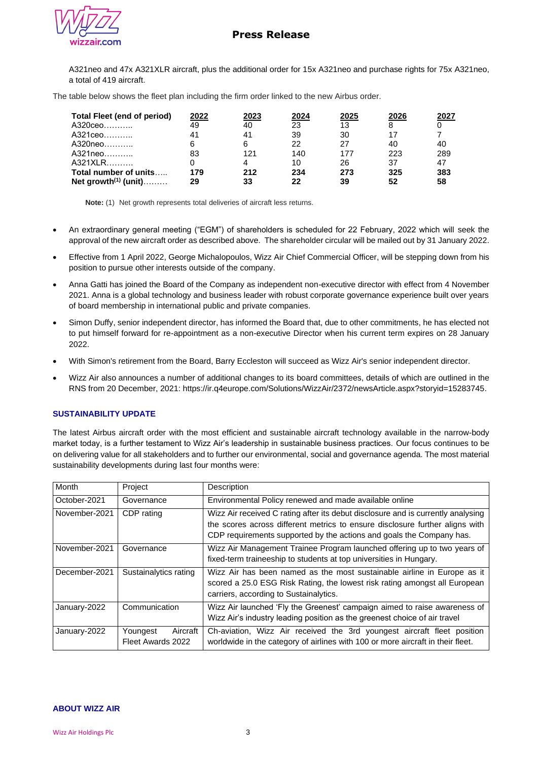A321neo and 47x A321XLR aircraft, plus the additional order for 15x A321neo and purchase rights for 75x A321neo, a total of 419 aircraft.

The table below shows the fleet plan including the firm order linked to the new Airbus order.

| **Total Fleet (end of period)** | **2022** | **2023** | **2024** | **2025** | **2026** | **2027** |
|---|---|---|---|---|---|---|
| A320ceo……….. | 49 | 40 | 23 | 13 | 8 | 0 |
| A321ceo……….. | 41 | 41 | 39 | 30 | 17 | 7 |
| A320neo……….. | 6 | 6 | 22 | 27 | 40 | 40 |
| A321neo……….. | 83 | 121 | 140 | 177 | 223 | 289 |
| A321XLR………. | 0 | 4 | 10 | 26 | 37 | 47 |
| **Total number of units**….. | **179** | **212** | **234** | **273** | **325** | **383** |
| **Net growth[1] (unit)**……… | **29** | **33** | **22** | **39** | **52** | **58** |

**Note:** (1) Net growth represents total deliveries of aircraft less returns.

- An extraordinary general meeting ("EGM") of shareholders is scheduled for 22 February, 2022 which will seek the approval of the new aircraft order as described above. The shareholder circular will be mailed out by 31 January 2022.
- Effective from 1 April 2022, George Michalopoulos, Wizz Air Chief Commercial Officer, will be stepping down from his position to pursue other interests outside of the company.
- Anna Gatti has joined the Board of the Company as independent non-executive director with effect from 4 November 2021. Anna is a global technology and business leader with robust corporate governance experience built over years of board membership in international public and private companies.
- Simon Duffy, senior independent director, has informed the Board that, due to other commitments, he has elected not to put himself forward for re-appointment as a non-executive Director when his current term expires on 28 January 2022.
- With Simon's retirement from the Board, Barry Eccleston will succeed as Wizz Air's senior independent director.
- Wizz Air also announces a number of additional changes to its board committees, details of which are outlined in the RNS from 20 December, 2021: https://ir.q4europe.com/Solutions/WizzAir/2372/newsArticle.aspx?storyid=15283745.

## SUSTAINABILITY UPDATE

The latest Airbus aircraft order with the most efficient and sustainable aircraft technology available in the narrow-body market today, is a further testament to Wizz Air's leadership in sustainable business practices. Our focus continues to be on delivering value for all stakeholders and to further our environmental, social and governance agenda. The most material sustainability developments during last four months were:

| Month | Project | Description |
|---|---|---|
| October-2021 | Governance | Environmental Policy renewed and made available online |
| November-2021 | CDP rating | Wizz Air received C rating after its debut disclosure and is currently analysing the scores across different metrics to ensure disclosure further aligns with CDP requirements supported by the actions and goals the Company has. |
| November-2021 | Governance | Wizz Air Management Trainee Program launched offering up to two years of fixed-term traineeship to students at top universities in Hungary. |
| December-2021 | Sustainalytics rating | Wizz Air has been named as the most sustainable airline in Europe as it scored a 25.0 ESG Risk Rating, the lowest risk rating amongst all European carriers, according to Sustainalytics. |
| January-2022 | Communication | Wizz Air launched 'Fly the Greenest' campaign aimed to raise awareness of Wizz Air's industry leading position as the greenest choice of air travel |
| January-2022 | Youngest Aircraft Fleet Awards 2022 | Ch-aviation, Wizz Air received the 3rd youngest aircraft fleet position worldwide in the category of airlines with 100 or more aircraft in their fleet. |

## ABOUT WIZZ AIR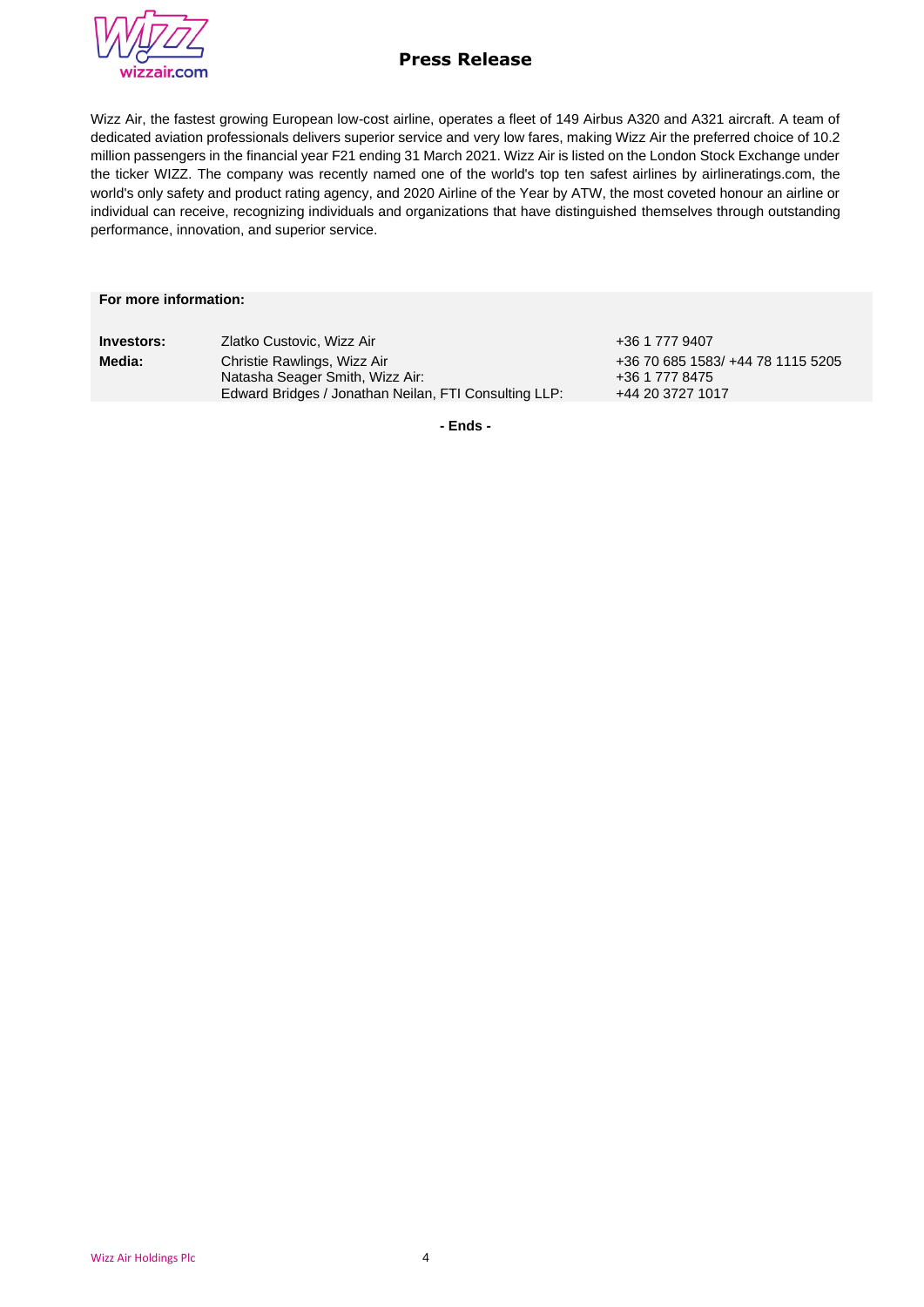Wizz Air, the fastest growing European low-cost airline, operates a fleet of 149 Airbus A320 and A321 aircraft. A team of dedicated aviation professionals delivers superior service and very low fares, making Wizz Air the preferred choice of 10.2 million passengers in the financial year F21 ending 31 March 2021. Wizz Air is listed on the London Stock Exchange under the ticker WIZZ. The company was recently named one of the world's top ten safest airlines by airlineratings.com, the world's only safety and product rating agency, and 2020 Airline of the Year by ATW, the most coveted honour an airline or individual can receive, recognizing individuals and organizations that have distinguished themselves through outstanding performance, innovation, and superior service.

**For more information:**

| | | |
|---|---|---|
| **Investors:** | Zlatko Custovic, Wizz Air | +36 1 777 9407 |
| **Media:** | Christie Rawlings, Wizz Air | +36 70 685 1583/ +44 78 1115 5205 |
| | Natasha Seager Smith, Wizz Air: | +36 1 777 8475 |
| | Edward Bridges / Jonathan Neilan, FTI Consulting LLP: | +44 20 3727 1017 |

**- Ends -**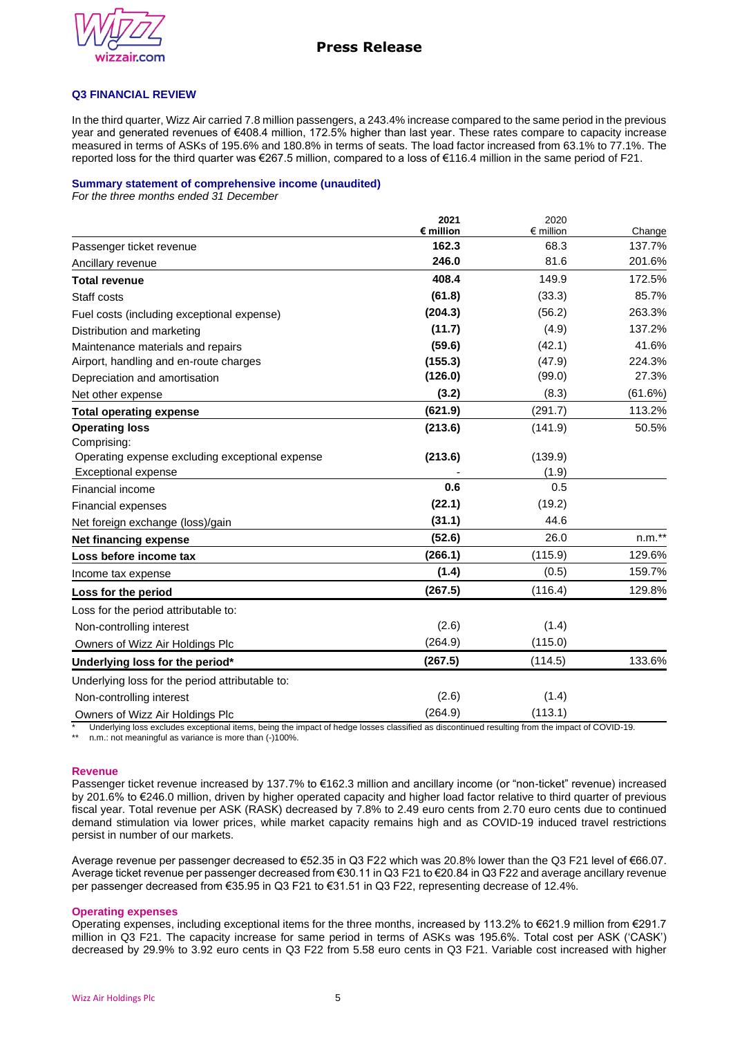### Q3 FINANCIAL REVIEW

In the third quarter, Wizz Air carried 7.8 million passengers, a 243.4% increase compared to the same period in the previous year and generated revenues of €408.4 million, 172.5% higher than last year. These rates compare to capacity increase measured in terms of ASKs of 195.6% and 180.8% in terms of seats. The load factor increased from 63.1% to 77.1%. The reported loss for the third quarter was €267.5 million, compared to a loss of €116.4 million in the same period of F21.

**Summary statement of comprehensive income (unaudited)**
*For the three months ended 31 December*

| | **2021 € million** | 2020 € million | Change |
|---|---|---|---|
| Passenger ticket revenue | **162.3** | 68.3 | 137.7% |
| Ancillary revenue | **246.0** | 81.6 | 201.6% |
| **Total revenue** | **408.4** | 149.9 | 172.5% |
| Staff costs | **(61.8)** | (33.3) | 85.7% |
| Fuel costs (including exceptional expense) | **(204.3)** | (56.2) | 263.3% |
| Distribution and marketing | **(11.7)** | (4.9) | 137.2% |
| Maintenance materials and repairs | **(59.6)** | (42.1) | 41.6% |
| Airport, handling and en-route charges | **(155.3)** | (47.9) | 224.3% |
| Depreciation and amortisation | **(126.0)** | (99.0) | 27.3% |
| Net other expense | **(3.2)** | (8.3) | (61.6%) |
| **Total operating expense** | **(621.9)** | (291.7) | 113.2% |
| **Operating loss** | **(213.6)** | (141.9) | 50.5% |
| Comprising: | | | |
| Operating expense excluding exceptional expense | **(213.6)** | (139.9) | |
| Exceptional expense | - | (1.9) | |
| Financial income | **0.6** | 0.5 | |
| Financial expenses | **(22.1)** | (19.2) | |
| Net foreign exchange (loss)/gain | **(31.1)** | 44.6 | |
| **Net financing expense** | **(52.6)** | 26.0 | n.m.** |
| **Loss before income tax** | **(266.1)** | (115.9) | 129.6% |
| Income tax expense | **(1.4)** | (0.5) | 159.7% |
| **Loss for the period** | **(267.5)** | (116.4) | 129.8% |
| Loss for the period attributable to: | | | |
| Non-controlling interest | (2.6) | (1.4) | |
| Owners of Wizz Air Holdings Plc | (264.9) | (115.0) | |
| **Underlying loss for the period*** | **(267.5)** | (114.5) | 133.6% |
| Underlying loss for the period attributable to: | | | |
| Non-controlling interest | (2.6) | (1.4) | |
| Owners of Wizz Air Holdings Plc | (264.9) | (113.1) | |

\* Underlying loss excludes exceptional items, being the impact of hedge losses classified as discontinued resulting from the impact of COVID-19.
** n.m.: not meaningful as variance is more than (-)100%.

#### Revenue

Passenger ticket revenue increased by 137.7% to €162.3 million and ancillary income (or "non-ticket" revenue) increased by 201.6% to €246.0 million, driven by higher operated capacity and higher load factor relative to third quarter of previous fiscal year. Total revenue per ASK (RASK) decreased by 7.8% to 2.49 euro cents from 2.70 euro cents due to continued demand stimulation via lower prices, while market capacity remains high and as COVID-19 induced travel restrictions persist in number of our markets.

Average revenue per passenger decreased to €52.35 in Q3 F22 which was 20.8% lower than the Q3 F21 level of €66.07. Average ticket revenue per passenger decreased from €30.11 in Q3 F21 to €20.84 in Q3 F22 and average ancillary revenue per passenger decreased from €35.95 in Q3 F21 to €31.51 in Q3 F22, representing decrease of 12.4%.

#### Operating expenses

Operating expenses, including exceptional items for the three months, increased by 113.2% to €621.9 million from €291.7 million in Q3 F21. The capacity increase for same period in terms of ASKs was 195.6%. Total cost per ASK ('CASK') decreased by 29.9% to 3.92 euro cents in Q3 F22 from 5.58 euro cents in Q3 F21. Variable cost increased with higher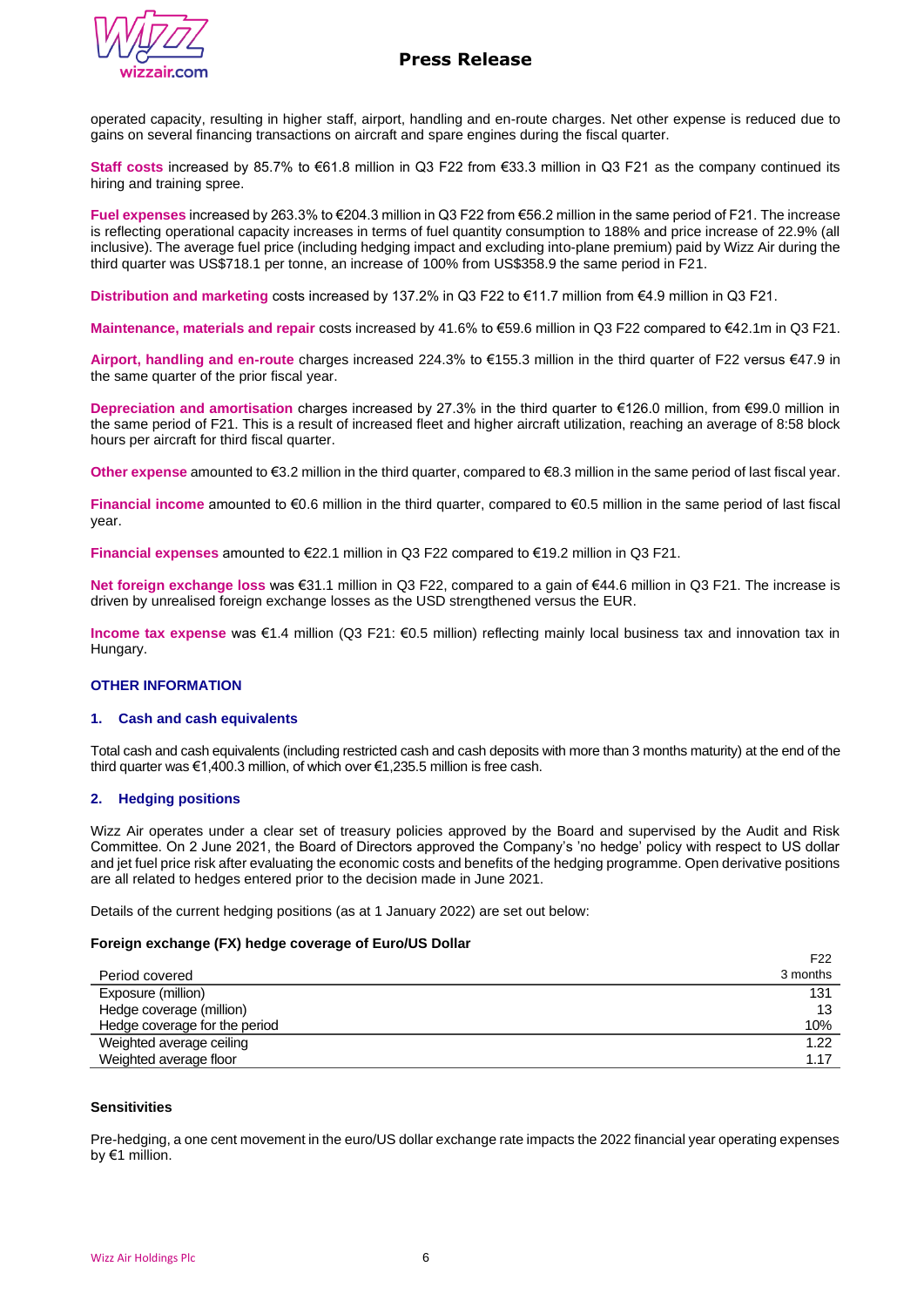operated capacity, resulting in higher staff, airport, handling and en-route charges. Net other expense is reduced due to gains on several financing transactions on aircraft and spare engines during the fiscal quarter.

**Staff costs** increased by 85.7% to €61.8 million in Q3 F22 from €33.3 million in Q3 F21 as the company continued its hiring and training spree.

**Fuel expenses** increased by 263.3% to €204.3 million in Q3 F22 from €56.2 million in the same period of F21. The increase is reflecting operational capacity increases in terms of fuel quantity consumption to 188% and price increase of 22.9% (all inclusive). The average fuel price (including hedging impact and excluding into-plane premium) paid by Wizz Air during the third quarter was US$718.1 per tonne, an increase of 100% from US$358.9 the same period in F21.

**Distribution and marketing** costs increased by 137.2% in Q3 F22 to €11.7 million from €4.9 million in Q3 F21.

**Maintenance, materials and repair** costs increased by 41.6% to €59.6 million in Q3 F22 compared to €42.1m in Q3 F21.

**Airport, handling and en-route** charges increased 224.3% to €155.3 million in the third quarter of F22 versus €47.9 in the same quarter of the prior fiscal year.

**Depreciation and amortisation** charges increased by 27.3% in the third quarter to €126.0 million, from €99.0 million in the same period of F21. This is a result of increased fleet and higher aircraft utilization, reaching an average of 8:58 block hours per aircraft for third fiscal quarter.

**Other expense** amounted to €3.2 million in the third quarter, compared to €8.3 million in the same period of last fiscal year.

**Financial income** amounted to €0.6 million in the third quarter, compared to €0.5 million in the same period of last fiscal year.

**Financial expenses** amounted to €22.1 million in Q3 F22 compared to €19.2 million in Q3 F21.

**Net foreign exchange loss** was €31.1 million in Q3 F22, compared to a gain of €44.6 million in Q3 F21. The increase is driven by unrealised foreign exchange losses as the USD strengthened versus the EUR.

**Income tax expense** was €1.4 million (Q3 F21: €0.5 million) reflecting mainly local business tax and innovation tax in Hungary.

## OTHER INFORMATION

### 1. Cash and cash equivalents

Total cash and cash equivalents (including restricted cash and cash deposits with more than 3 months maturity) at the end of the third quarter was €1,400.3 million, of which over €1,235.5 million is free cash.

### 2. Hedging positions

Wizz Air operates under a clear set of treasury policies approved by the Board and supervised by the Audit and Risk Committee. On 2 June 2021, the Board of Directors approved the Company's 'no hedge' policy with respect to US dollar and jet fuel price risk after evaluating the economic costs and benefits of the hedging programme. Open derivative positions are all related to hedges entered prior to the decision made in June 2021.

Details of the current hedging positions (as at 1 January 2022) are set out below:

**Foreign exchange (FX) hedge coverage of Euro/US Dollar**

| Period covered | F22<br>3 months |
|---|---|
| Exposure (million) | 131 |
| Hedge coverage (million) | 13 |
| Hedge coverage for the period | 10% |
| Weighted average ceiling | 1.22 |
| Weighted average floor | 1.17 |

**Sensitivities**

Pre-hedging, a one cent movement in the euro/US dollar exchange rate impacts the 2022 financial year operating expenses by €1 million.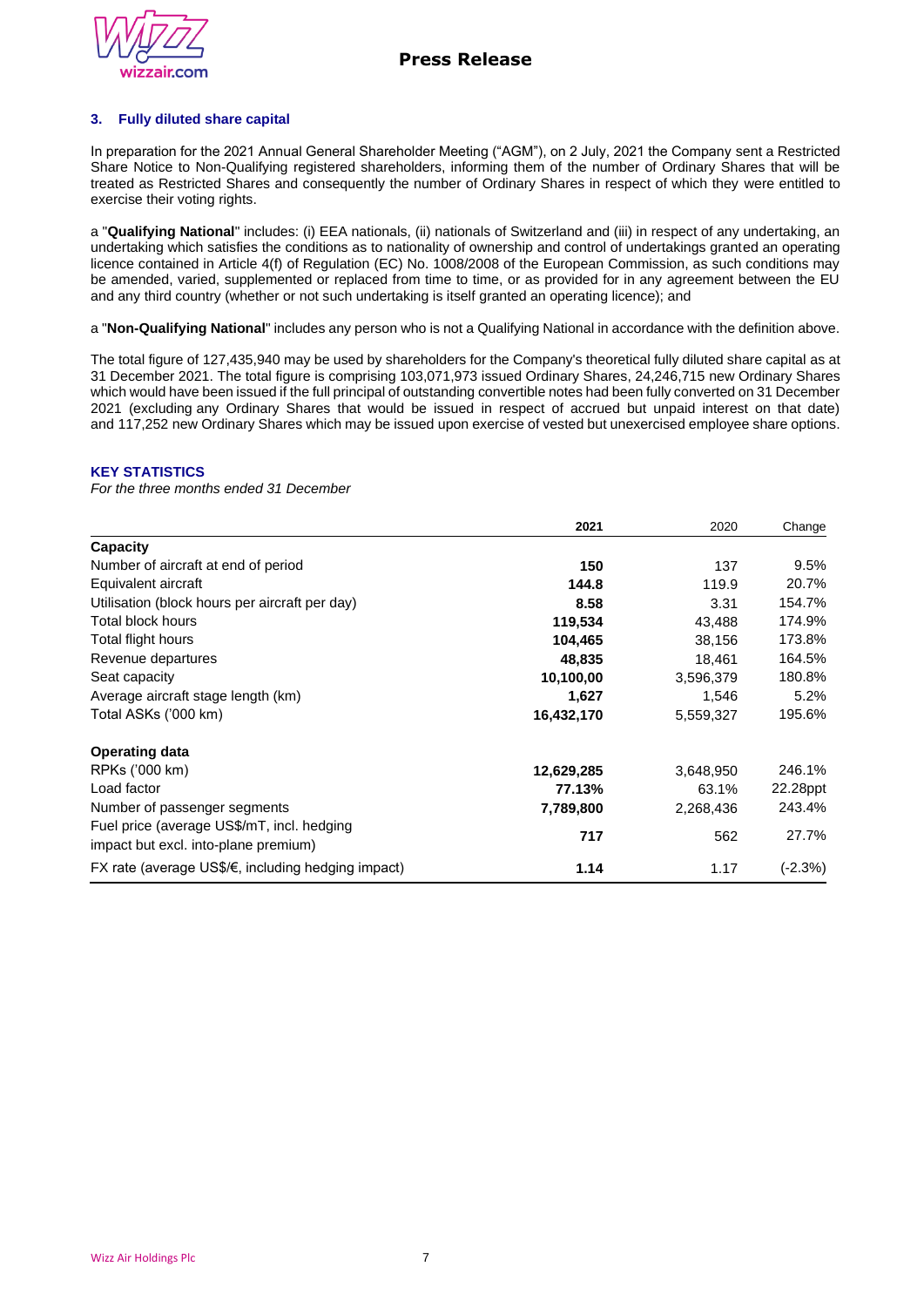### 3. Fully diluted share capital

In preparation for the 2021 Annual General Shareholder Meeting ("AGM"), on 2 July, 2021 the Company sent a Restricted Share Notice to Non-Qualifying registered shareholders, informing them of the number of Ordinary Shares that will be treated as Restricted Shares and consequently the number of Ordinary Shares in respect of which they were entitled to exercise their voting rights.

a "**Qualifying National**" includes: (i) EEA nationals, (ii) nationals of Switzerland and (iii) in respect of any undertaking, an undertaking which satisfies the conditions as to nationality of ownership and control of undertakings granted an operating licence contained in Article 4(f) of Regulation (EC) No. 1008/2008 of the European Commission, as such conditions may be amended, varied, supplemented or replaced from time to time, or as provided for in any agreement between the EU and any third country (whether or not such undertaking is itself granted an operating licence); and

a "**Non-Qualifying National**" includes any person who is not a Qualifying National in accordance with the definition above.

The total figure of 127,435,940 may be used by shareholders for the Company's theoretical fully diluted share capital as at 31 December 2021. The total figure is comprising 103,071,973 issued Ordinary Shares, 24,246,715 new Ordinary Shares which would have been issued if the full principal of outstanding convertible notes had been fully converted on 31 December 2021 (excluding any Ordinary Shares that would be issued in respect of accrued but unpaid interest on that date) and 117,252 new Ordinary Shares which may be issued upon exercise of vested but unexercised employee share options.

### KEY STATISTICS

*For the three months ended 31 December*

| | **2021** | 2020 | Change |
|---|---|---|---|
| **Capacity** | | | |
| Number of aircraft at end of period | **150** | 137 | 9.5% |
| Equivalent aircraft | **144.8** | 119.9 | 20.7% |
| Utilisation (block hours per aircraft per day) | **8.58** | 3.31 | 154.7% |
| Total block hours | **119,534** | 43,488 | 174.9% |
| Total flight hours | **104,465** | 38,156 | 173.8% |
| Revenue departures | **48,835** | 18,461 | 164.5% |
| Seat capacity | **10,100,00** | 3,596,379 | 180.8% |
| Average aircraft stage length (km) | **1,627** | 1,546 | 5.2% |
| Total ASKs ('000 km) | **16,432,170** | 5,559,327 | 195.6% |
| **Operating data** | | | |
| RPKs ('000 km) | **12,629,285** | 3,648,950 | 246.1% |
| Load factor | **77.13%** | 63.1% | 22.28ppt |
| Number of passenger segments | **7,789,800** | 2,268,436 | 243.4% |
| Fuel price (average US$/mT, incl. hedging impact but excl. into-plane premium) | **717** | 562 | 27.7% |
| FX rate (average US$/€, including hedging impact) | **1.14** | 1.17 | (-2.3%) |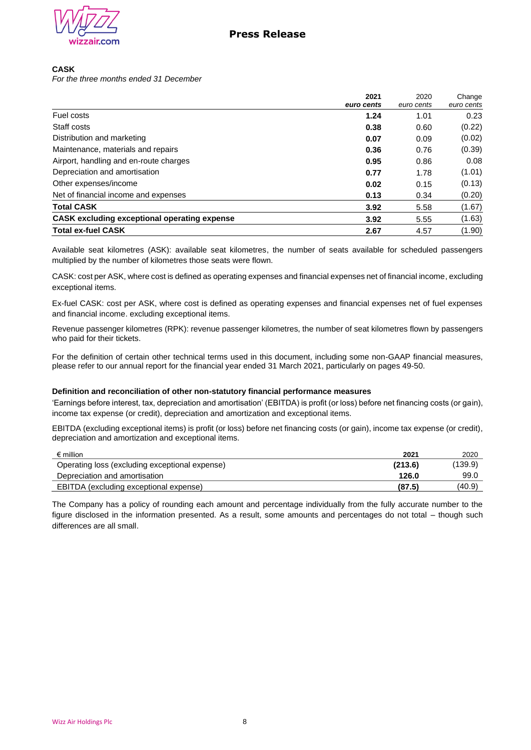**CASK**

*For the three months ended 31 December*

| | 2021<br>*euro cents* | 2020<br>*euro cents* | Change<br>*euro cents* |
|---|---|---|---|
| Fuel costs | **1.24** | 1.01 | 0.23 |
| Staff costs | **0.38** | 0.60 | (0.22) |
| Distribution and marketing | **0.07** | 0.09 | (0.02) |
| Maintenance, materials and repairs | **0.36** | 0.76 | (0.39) |
| Airport, handling and en-route charges | **0.95** | 0.86 | 0.08 |
| Depreciation and amortisation | **0.77** | 1.78 | (1.01) |
| Other expenses/income | **0.02** | 0.15 | (0.13) |
| Net of financial income and expenses | **0.13** | 0.34 | (0.20) |
| **Total CASK** | **3.92** | 5.58 | (1.67) |
| **CASK excluding exceptional operating expense** | **3.92** | 5.55 | (1.63) |
| **Total ex-fuel CASK** | **2.67** | 4.57 | (1.90) |

Available seat kilometres (ASK): available seat kilometres, the number of seats available for scheduled passengers multiplied by the number of kilometres those seats were flown.

CASK: cost per ASK, where cost is defined as operating expenses and financial expenses net of financial income, excluding exceptional items.

Ex-fuel CASK: cost per ASK, where cost is defined as operating expenses and financial expenses net of fuel expenses and financial income. excluding exceptional items.

Revenue passenger kilometres (RPK): revenue passenger kilometres, the number of seat kilometres flown by passengers who paid for their tickets.

For the definition of certain other technical terms used in this document, including some non-GAAP financial measures, please refer to our annual report for the financial year ended 31 March 2021, particularly on pages 49-50.

**Definition and reconciliation of other non-statutory financial performance measures**

'Earnings before interest, tax, depreciation and amortisation' (EBITDA) is profit (or loss) before net financing costs (or gain), income tax expense (or credit), depreciation and amortization and exceptional items.

EBITDA (excluding exceptional items) is profit (or loss) before net financing costs (or gain), income tax expense (or credit), depreciation and amortization and exceptional items.

| € million | 2021 | 2020 |
|---|---|---|
| Operating loss (excluding exceptional expense) | **(213.6)** | (139.9) |
| Depreciation and amortisation | **126.0** | 99.0 |
| EBITDA (excluding exceptional expense) | **(87.5)** | (40.9) |

The Company has a policy of rounding each amount and percentage individually from the fully accurate number to the figure disclosed in the information presented. As a result, some amounts and percentages do not total – though such differences are all small.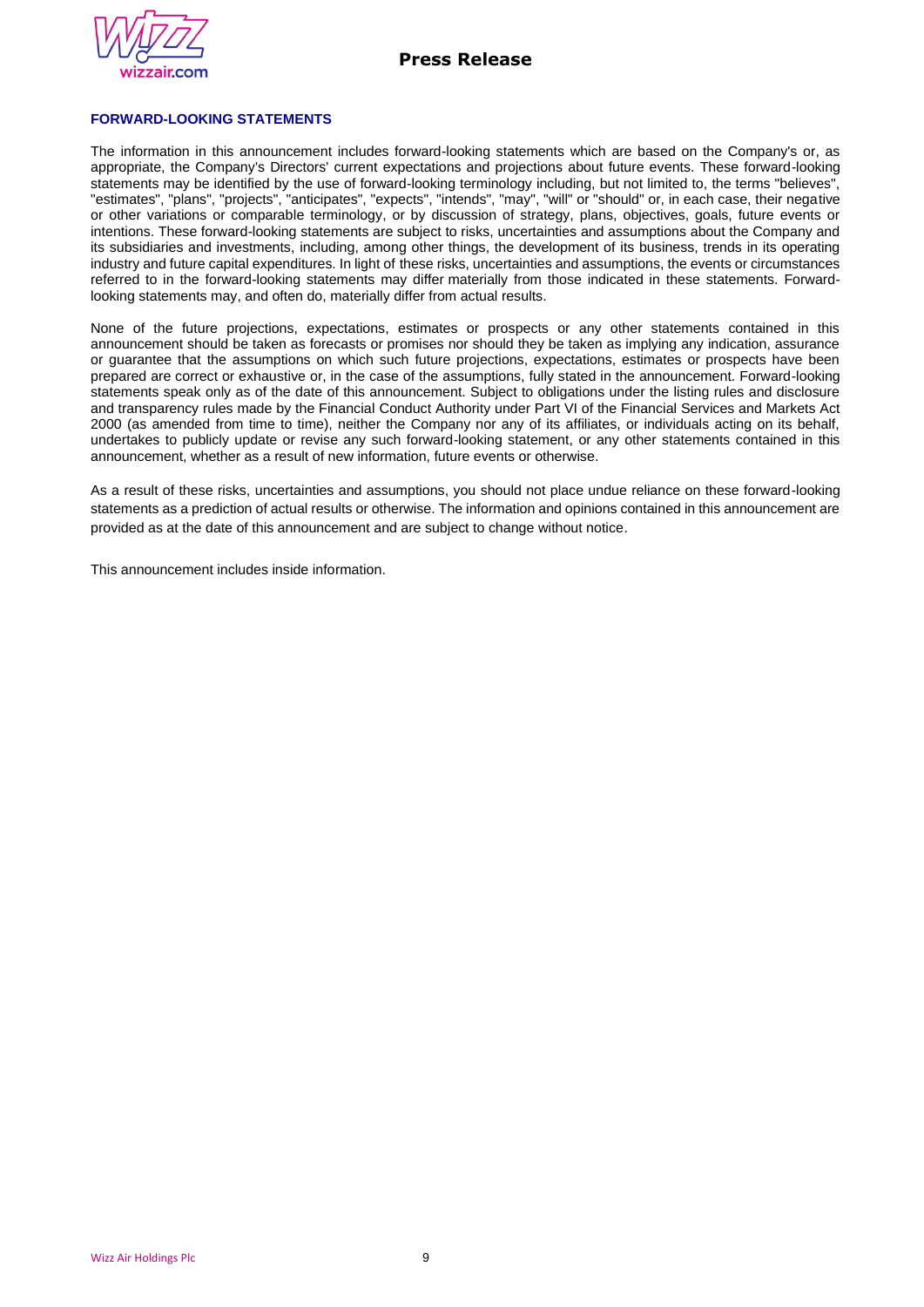## FORWARD-LOOKING STATEMENTS

The information in this announcement includes forward-looking statements which are based on the Company's or, as appropriate, the Company's Directors' current expectations and projections about future events. These forward-looking statements may be identified by the use of forward-looking terminology including, but not limited to, the terms "believes", "estimates", "plans", "projects", "anticipates", "expects", "intends", "may", "will" or "should" or, in each case, their negative or other variations or comparable terminology, or by discussion of strategy, plans, objectives, goals, future events or intentions. These forward-looking statements are subject to risks, uncertainties and assumptions about the Company and its subsidiaries and investments, including, among other things, the development of its business, trends in its operating industry and future capital expenditures. In light of these risks, uncertainties and assumptions, the events or circumstances referred to in the forward-looking statements may differ materially from those indicated in these statements. Forward-looking statements may, and often do, materially differ from actual results.

None of the future projections, expectations, estimates or prospects or any other statements contained in this announcement should be taken as forecasts or promises nor should they be taken as implying any indication, assurance or guarantee that the assumptions on which such future projections, expectations, estimates or prospects have been prepared are correct or exhaustive or, in the case of the assumptions, fully stated in the announcement. Forward-looking statements speak only as of the date of this announcement. Subject to obligations under the listing rules and disclosure and transparency rules made by the Financial Conduct Authority under Part VI of the Financial Services and Markets Act 2000 (as amended from time to time), neither the Company nor any of its affiliates, or individuals acting on its behalf, undertakes to publicly update or revise any such forward-looking statement, or any other statements contained in this announcement, whether as a result of new information, future events or otherwise.

As a result of these risks, uncertainties and assumptions, you should not place undue reliance on these forward-looking statements as a prediction of actual results or otherwise. The information and opinions contained in this announcement are provided as at the date of this announcement and are subject to change without notice.

This announcement includes inside information.